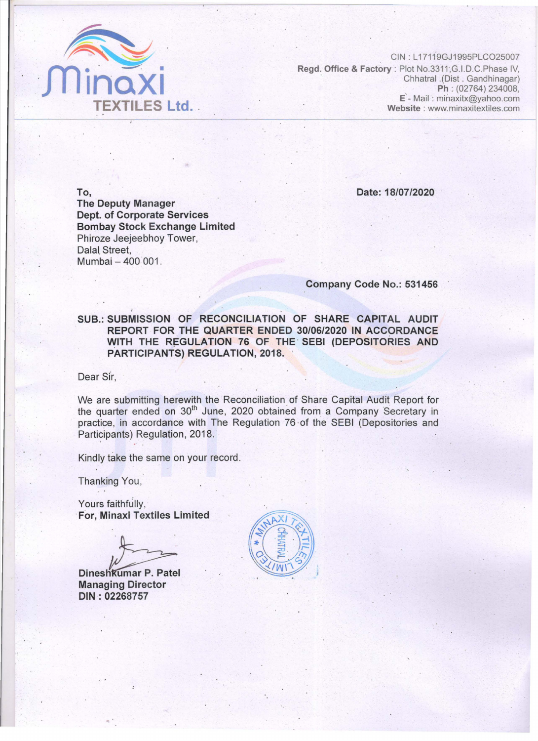# Minaxi TEXTILES Ltd.

CIN : L17119GJ1995PLCO25007
**Regd. Office & Factory** : Plot No.3311,G.I.D.C.Phase IV, Chhatral .(Dist . Gandhinagar)
**Ph** : (02764) 234008,
**E - Mail** : minaxitx@yahoo.com
**Website** : www.minaxitextiles.com

**Date: 18/07/2020**

**To,**
**The Deputy Manager**
**Dept. of Corporate Services**
**Bombay Stock Exchange Limited**
Phiroze Jeejeebhoy Tower,
Dalal Street,
Mumbai – 400 001.

**Company Code No.: 531456**

**SUB.: SUBMISSION OF RECONCILIATION OF SHARE CAPITAL AUDIT REPORT FOR THE QUARTER ENDED 30/06/2020 IN ACCORDANCE WITH THE REGULATION 76 OF THE SEBI (DEPOSITORIES AND PARTICIPANTS) REGULATION, 2018.**

Dear Sir,

We are submitting herewith the Reconciliation of Share Capital Audit Report for the quarter ended on 30th June, 2020 obtained from a Company Secretary in practice, in accordance with The Regulation 76 of the SEBI (Depositories and Participants) Regulation, 2018.

Kindly take the same on your record.

Thanking You,

Yours faithfully,
**For, Minaxi Textiles Limited**

**Dineshkumar P. Patel**
**Managing Director**
**DIN : 02268757**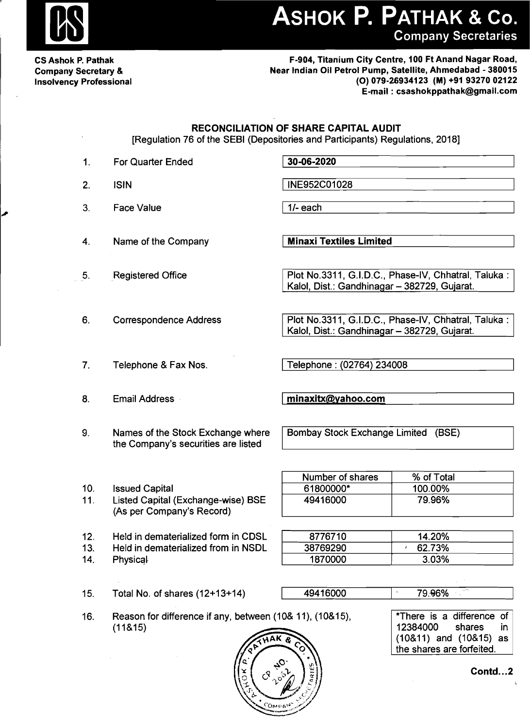# ASHOK P. PATHAK & Co.

**Company Secretaries**

**CS Ashok P. Pathak**
**Company Secretary &**
**Insolvency Professional**

**F-904, Titanium City Centre, 100 Ft Anand Nagar Road,**
**Near Indian Oil Petrol Pump, Satellite, Ahmedabad - 380015**
**(O) 079-26934123 (M) +91 93270 02122**
**E-mail : csashokppathak@gmail.com**

## RECONCILIATION OF SHARE CAPITAL AUDIT

[Regulation 76 of the SEBI (Depositories and Participants) Regulations, 2018]

| | | |
|---|---|---|
| 1. | For Quarter Ended | **30-06-2020** |
| 2. | ISIN | INE952C01028 |
| 3. | Face Value | 1/- each |
| 4. | Name of the Company | **Minaxi Textiles Limited** |
| 5. | Registered Office | Plot No.3311, G.I.D.C., Phase-IV, Chhatral, Taluka : Kalol, Dist.: Gandhinagar – 382729, Gujarat. |
| 6. | Correspondence Address | Plot No.3311, G.I.D.C., Phase-IV, Chhatral, Taluka : Kalol, Dist.: Gandhinagar – 382729, Gujarat. |
| 7. | Telephone & Fax Nos. | Telephone : (02764) 234008 |
| 8. | Email Address | **minaxitx@yahoo.com** |
| 9. | Names of the Stock Exchange where the Company's securities are listed | Bombay Stock Exchange Limited (BSE) |

| | | Number of shares | % of Total |
|---|---|---|---|
| 10. | Issued Capital | 61800000* | 100.00% |
| 11. | Listed Capital (Exchange-wise) BSE (As per Company's Record) | 49416000 | 79.96% |
| 12. | Held in dematerialized form in CDSL | 8776710 | 14.20% |
| 13. | Held in dematerialized from in NSDL | 38769290 | 62.73% |
| 14. | Physical | 1870000 | 3.03% |
| 15. | Total No. of shares (12+13+14) | 49416000 | 79.96% |

16. Reason for difference if any, between (10& 11), (10&15), (11&15)

*There is a difference of 12384000 shares in (10&11) and (10&15) as the shares are forfeited.

**Contd...2**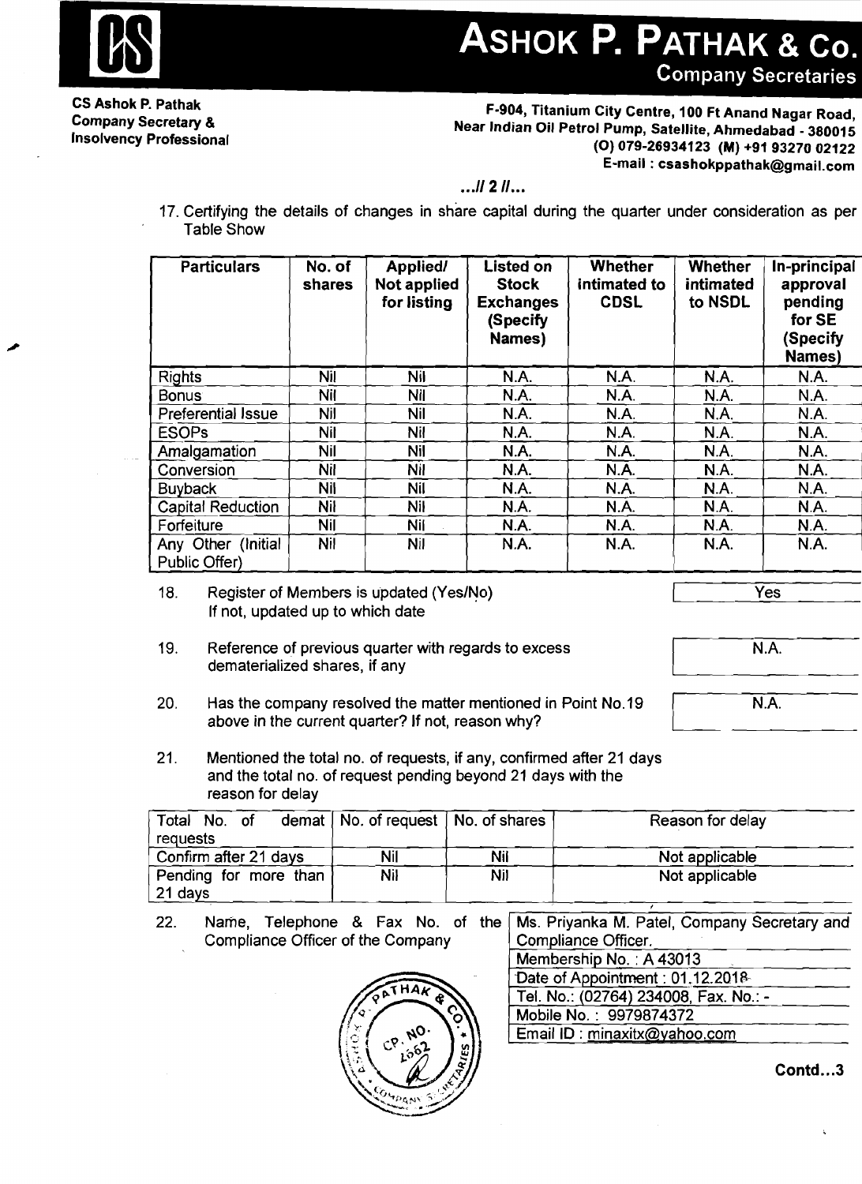# ASHOK P. PATHAK & Co.

Company Secretaries

**CS Ashok P. Pathak**
**Company Secretary &**
**Insolvency Professional**

**F-904, Titanium City Centre, 100 Ft Anand Nagar Road,**
**Near Indian Oil Petrol Pump, Satellite, Ahmedabad - 380015**
**(O) 079-26934123 (M) +91 93270 02122**
**E-mail : csashokppathak@gmail.com**

...// 2 //...

17. Certifying the details of changes in share capital during the quarter under consideration as per Table Show

| Particulars | No. of shares | Applied/ Not applied for listing | Listed on Stock Exchanges (Specify Names) | Whether intimated to CDSL | Whether intimated to NSDL | In-principal approval pending for SE (Specify Names) |
|---|---|---|---|---|---|---|
| Rights | Nil | Nil | N.A. | N.A. | N.A. | N.A. |
| Bonus | Nil | Nil | N.A. | N.A. | N.A. | N.A. |
| Preferential Issue | Nil | Nil | N.A. | N.A. | N.A. | N.A. |
| ESOPs | Nil | Nil | N.A. | N.A. | N.A. | N.A. |
| Amalgamation | Nil | Nil | N.A. | N.A. | N.A. | N.A. |
| Conversion | Nil | Nil | N.A. | N.A. | N.A. | N.A. |
| Buyback | Nil | Nil | N.A. | N.A. | N.A. | N.A. |
| Capital Reduction | Nil | Nil | N.A. | N.A. | N.A. | N.A. |
| Forfeiture | Nil | Nil | N.A. | N.A. | N.A. | N.A. |
| Any Other (Initial Public Offer) | Nil | Nil | N.A. | N.A. | N.A. | N.A. |

18. Register of Members is updated (Yes/No) If not, updated up to which date — Yes

19. Reference of previous quarter with regards to excess dematerialized shares, if any — N.A.

20. Has the company resolved the matter mentioned in Point No.19 above in the current quarter? If not, reason why? — N.A.

21. Mentioned the total no. of requests, if any, confirmed after 21 days and the total no. of request pending beyond 21 days with the reason for delay

| Total No. of demat requests | No. of request | No. of shares | Reason for delay |
|---|---|---|---|
| Confirm after 21 days | Nil | Nil | Not applicable |
| Pending for more than 21 days | Nil | Nil | Not applicable |

22. Name, Telephone & Fax No. of the Compliance Officer of the Company

| |
|---|
| Ms. Priyanka M. Patel, Company Secretary and Compliance Officer. |
| Membership No. : A 43013 |
| Date of Appointment : 01.12.2018 |
| Tel. No.: (02764) 234008, Fax. No.: - |
| Mobile No. : 9979874372 |
| Email ID : minaxitx@yahoo.com |

**Contd...3**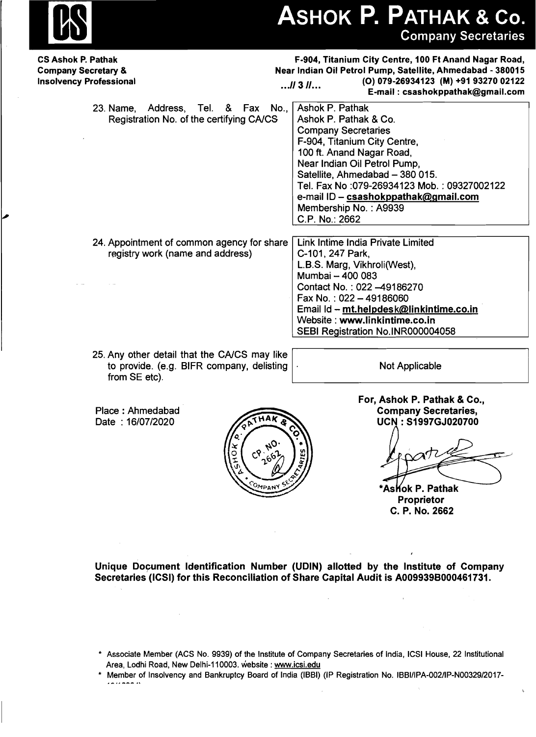| | |
|---|---|
| 23. Name, Address, Tel. & Fax No., Registration No. of the certifying CA/CS | Ashok P. Pathak<br>Ashok P. Pathak & Co.<br>Company Secretaries<br>F-904, Titanium City Centre,<br>100 ft. Anand Nagar Road,<br>Near Indian Oil Petrol Pump,<br>Satellite, Ahmedabad – 380 015.<br>Tel. Fax No :079-26934123 Mob. : 09327002122<br>e-mail ID – **csashokppathak@gmail.com**<br>Membership No. : A9939<br>C.P. No.: 2662 |
| 24. Appointment of common agency for share registry work (name and address) | Link Intime India Private Limited<br>C-101, 247 Park,<br>L.B.S. Marg, Vikhroli(West),<br>Mumbai – 400 083<br>Contact No. : 022 –49186270<br>Fax No. : 022 – 49186060<br>Email Id – **mt.helpdesk@linkintime.co.in**<br>Website : **www.linkintime.co.in**<br>SEBI Registration No.INR000004058 |
| 25. Any other detail that the CA/CS may like to provide. (e.g. BIFR company, delisting from SE etc). | Not Applicable |

Place : Ahmedabad
Date : 16/07/2020

**For, Ashok P. Pathak & Co.,**
**Company Secretaries,**
**UCN : S1997GJ020700**

**\*Ashok P. Pathak**
**Proprietor**
**C. P. No. 2662**

**Unique Document Identification Number (UDIN) allotted by the Institute of Company Secretaries (ICSI) for this Reconciliation of Share Capital Audit is A009939B000461731.**

\* Associate Member (ACS No. 9939) of the Institute of Company Secretaries of India, ICSI House, 22 Institutional Area, Lodhi Road, New Delhi-110003. Website : www.icsi.edu

\* Member of Insolvency and Bankruptcy Board of India (IBBI) (IP Registration No. IBBI/IPA-002/IP-N00329/2017-